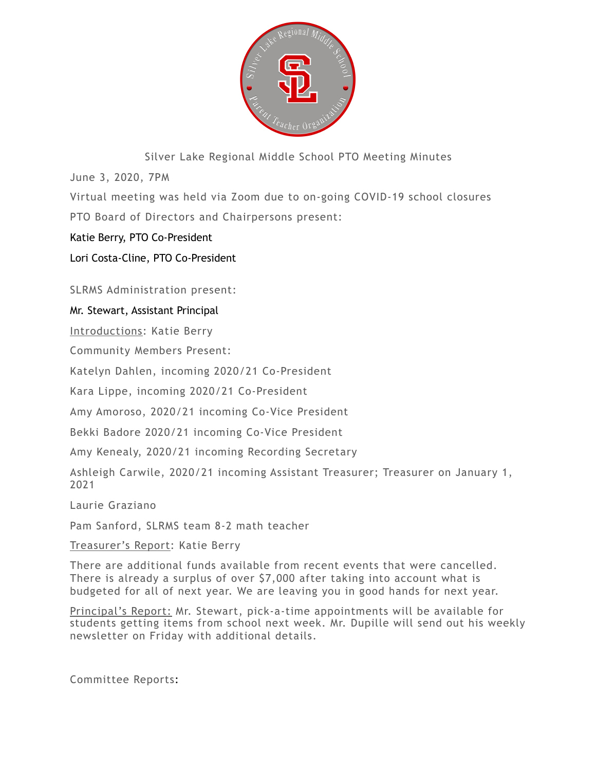# Silver Lake Regional Middle School PTO Meeting Minutes

June 3, 2020, 7PM

Virtual meeting was held via Zoom due to on-going COVID-19 school closures

PTO Board of Directors and Chairpersons present:

Katie Berry, PTO Co-President

Lori Costa-Cline, PTO Co-President

SLRMS Administration present:

Mr. Stewart, Assistant Principal

Introductions: Katie Berry

Community Members Present:

Katelyn Dahlen, incoming 2020/21 Co-President

Kara Lippe, incoming 2020/21 Co-President

Amy Amoroso, 2020/21 incoming Co-Vice President

Bekki Badore 2020/21 incoming Co-Vice President

Amy Kenealy, 2020/21 incoming Recording Secretary

Ashleigh Carwile, 2020/21 incoming Assistant Treasurer; Treasurer on January 1, 2021

Laurie Graziano

Pam Sanford, SLRMS team 8-2 math teacher

Treasurer's Report: Katie Berry

There are additional funds available from recent events that were cancelled. There is already a surplus of over $7,000 after taking into account what is budgeted for all of next year. We are leaving you in good hands for next year.

Principal's Report: Mr. Stewart, pick-a-time appointments will be available for students getting items from school next week. Mr. Dupille will send out his weekly newsletter on Friday with additional details.

Committee Reports: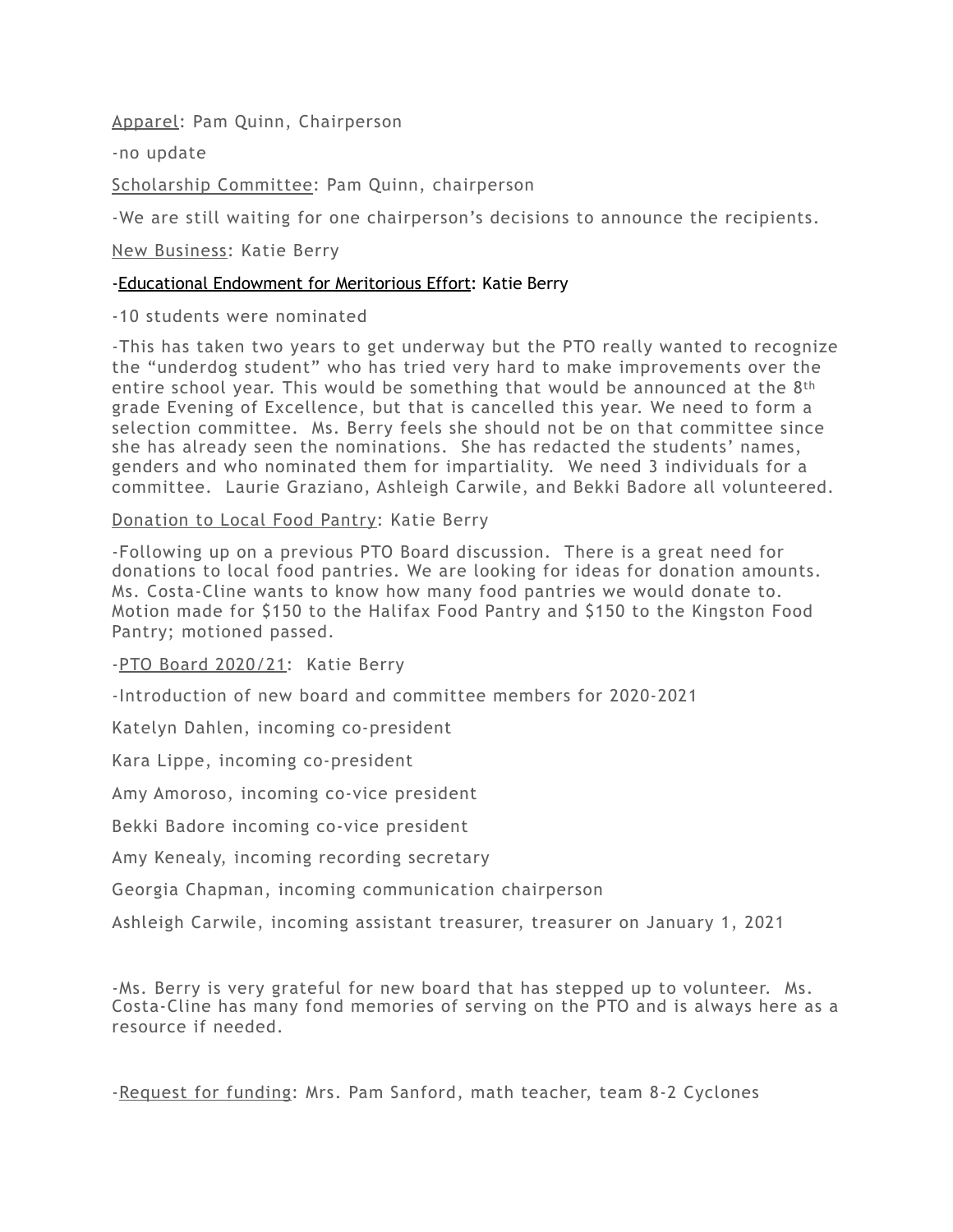Apparel: Pam Quinn, Chairperson

-no update

Scholarship Committee: Pam Quinn, chairperson

-We are still waiting for one chairperson's decisions to announce the recipients.

New Business: Katie Berry

-Educational Endowment for Meritorious Effort: Katie Berry

-10 students were nominated

-This has taken two years to get underway but the PTO really wanted to recognize the "underdog student" who has tried very hard to make improvements over the entire school year. This would be something that would be announced at the 8th grade Evening of Excellence, but that is cancelled this year. We need to form a selection committee. Ms. Berry feels she should not be on that committee since she has already seen the nominations. She has redacted the students' names, genders and who nominated them for impartiality. We need 3 individuals for a committee. Laurie Graziano, Ashleigh Carwile, and Bekki Badore all volunteered.

Donation to Local Food Pantry: Katie Berry

-Following up on a previous PTO Board discussion. There is a great need for donations to local food pantries. We are looking for ideas for donation amounts. Ms. Costa-Cline wants to know how many food pantries we would donate to. Motion made for $150 to the Halifax Food Pantry and $150 to the Kingston Food Pantry; motioned passed.

-PTO Board 2020/21: Katie Berry

-Introduction of new board and committee members for 2020-2021

Katelyn Dahlen, incoming co-president

Kara Lippe, incoming co-president

Amy Amoroso, incoming co-vice president

Bekki Badore incoming co-vice president

Amy Kenealy, incoming recording secretary

Georgia Chapman, incoming communication chairperson

Ashleigh Carwile, incoming assistant treasurer, treasurer on January 1, 2021

-Ms. Berry is very grateful for new board that has stepped up to volunteer. Ms. Costa-Cline has many fond memories of serving on the PTO and is always here as a resource if needed.

-Request for funding: Mrs. Pam Sanford, math teacher, team 8-2 Cyclones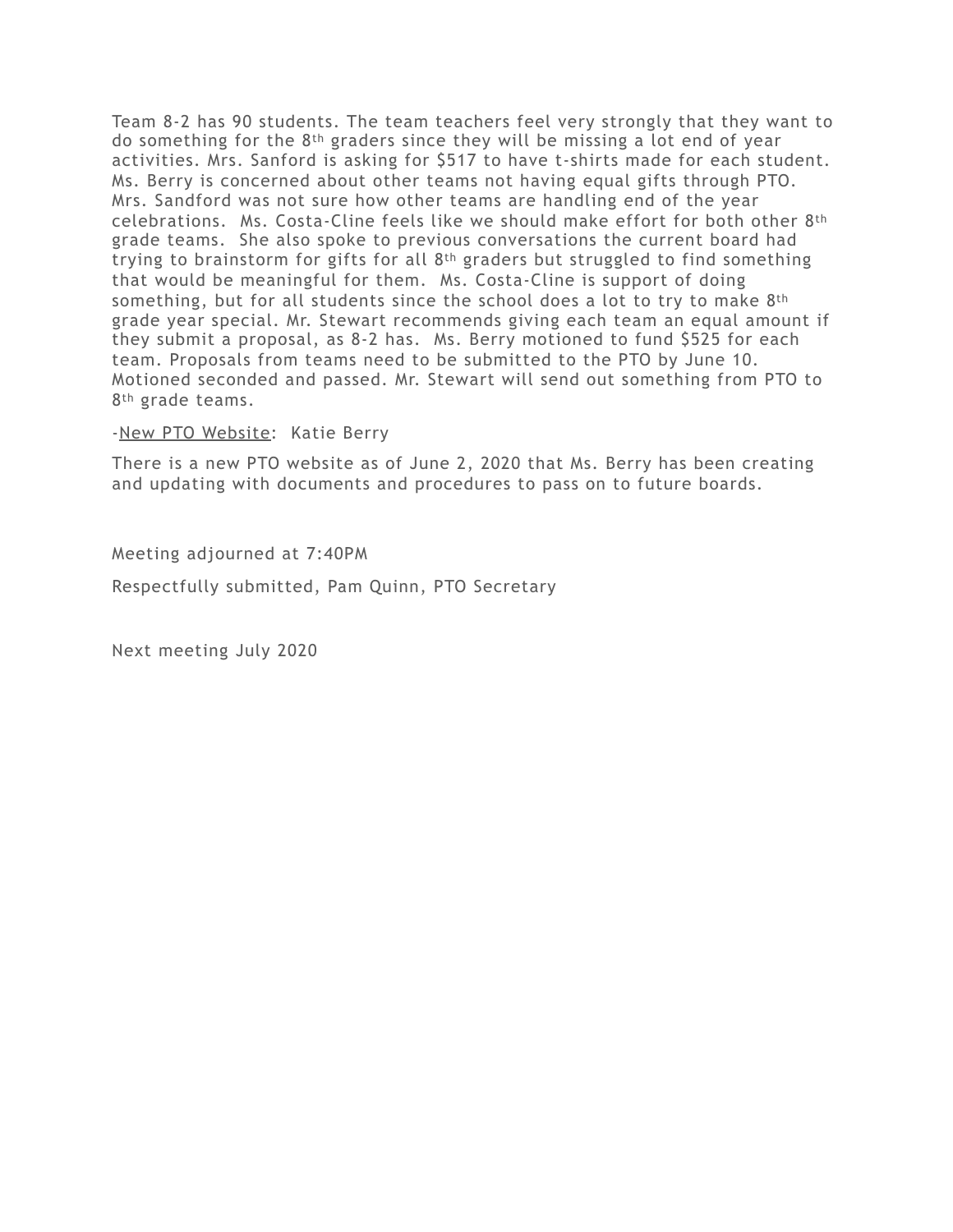Team 8-2 has 90 students. The team teachers feel very strongly that they want to do something for the 8th graders since they will be missing a lot end of year activities. Mrs. Sanford is asking for $517 to have t-shirts made for each student. Ms. Berry is concerned about other teams not having equal gifts through PTO. Mrs. Sandford was not sure how other teams are handling end of the year celebrations. Ms. Costa-Cline feels like we should make effort for both other 8th grade teams. She also spoke to previous conversations the current board had trying to brainstorm for gifts for all 8th graders but struggled to find something that would be meaningful for them. Ms. Costa-Cline is support of doing something, but for all students since the school does a lot to try to make 8th grade year special. Mr. Stewart recommends giving each team an equal amount if they submit a proposal, as 8-2 has. Ms. Berry motioned to fund $525 for each team. Proposals from teams need to be submitted to the PTO by June 10. Motioned seconded and passed. Mr. Stewart will send out something from PTO to 8th grade teams.

-New PTO Website: Katie Berry

There is a new PTO website as of June 2, 2020 that Ms. Berry has been creating and updating with documents and procedures to pass on to future boards.

Meeting adjourned at 7:40PM

Respectfully submitted, Pam Quinn, PTO Secretary

Next meeting July 2020